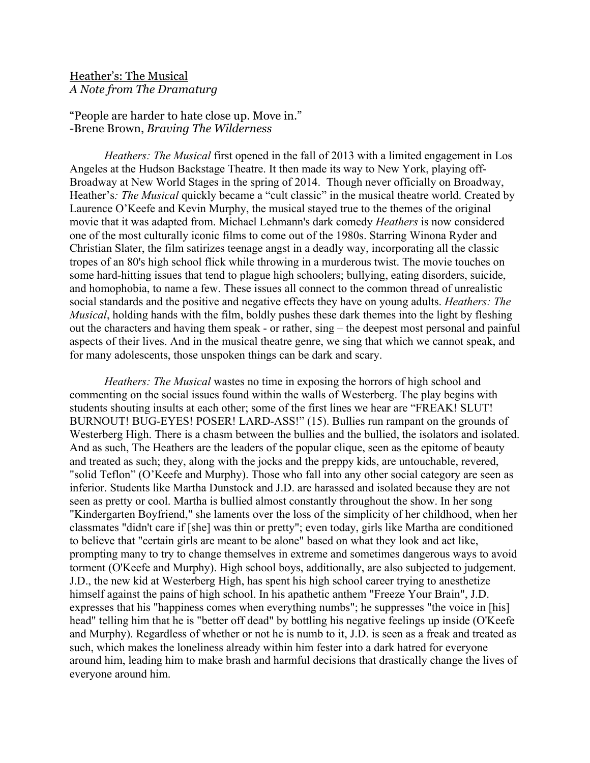Heather's: The Musical

*A Note from The Dramaturg*

"People are harder to hate close up. Move in."
-Brene Brown, *Braving The Wilderness*

*Heathers: The Musical* first opened in the fall of 2013 with a limited engagement in Los Angeles at the Hudson Backstage Theatre. It then made its way to New York, playing off-Broadway at New World Stages in the spring of 2014. Though never officially on Broadway, Heather's*: The Musical* quickly became a "cult classic" in the musical theatre world. Created by Laurence O'Keefe and Kevin Murphy, the musical stayed true to the themes of the original movie that it was adapted from. Michael Lehmann's dark comedy *Heathers* is now considered one of the most culturally iconic films to come out of the 1980s. Starring Winona Ryder and Christian Slater, the film satirizes teenage angst in a deadly way, incorporating all the classic tropes of an 80's high school flick while throwing in a murderous twist. The movie touches on some hard-hitting issues that tend to plague high schoolers; bullying, eating disorders, suicide, and homophobia, to name a few. These issues all connect to the common thread of unrealistic social standards and the positive and negative effects they have on young adults. *Heathers: The Musical*, holding hands with the film, boldly pushes these dark themes into the light by fleshing out the characters and having them speak - or rather, sing – the deepest most personal and painful aspects of their lives. And in the musical theatre genre, we sing that which we cannot speak, and for many adolescents, those unspoken things can be dark and scary.

*Heathers: The Musical* wastes no time in exposing the horrors of high school and commenting on the social issues found within the walls of Westerberg. The play begins with students shouting insults at each other; some of the first lines we hear are "FREAK! SLUT! BURNOUT! BUG-EYES! POSER! LARD-ASS!" (15). Bullies run rampant on the grounds of Westerberg High. There is a chasm between the bullies and the bullied, the isolators and isolated. And as such, The Heathers are the leaders of the popular clique, seen as the epitome of beauty and treated as such; they, along with the jocks and the preppy kids, are untouchable, revered, "solid Teflon" (O'Keefe and Murphy). Those who fall into any other social category are seen as inferior. Students like Martha Dunstock and J.D. are harassed and isolated because they are not seen as pretty or cool. Martha is bullied almost constantly throughout the show. In her song "Kindergarten Boyfriend," she laments over the loss of the simplicity of her childhood, when her classmates "didn't care if [she] was thin or pretty"; even today, girls like Martha are conditioned to believe that "certain girls are meant to be alone" based on what they look and act like, prompting many to try to change themselves in extreme and sometimes dangerous ways to avoid torment (O'Keefe and Murphy). High school boys, additionally, are also subjected to judgement. J.D., the new kid at Westerberg High, has spent his high school career trying to anesthetize himself against the pains of high school. In his apathetic anthem "Freeze Your Brain", J.D. expresses that his "happiness comes when everything numbs"; he suppresses "the voice in [his] head" telling him that he is "better off dead" by bottling his negative feelings up inside (O'Keefe and Murphy). Regardless of whether or not he is numb to it, J.D. is seen as a freak and treated as such, which makes the loneliness already within him fester into a dark hatred for everyone around him, leading him to make brash and harmful decisions that drastically change the lives of everyone around him.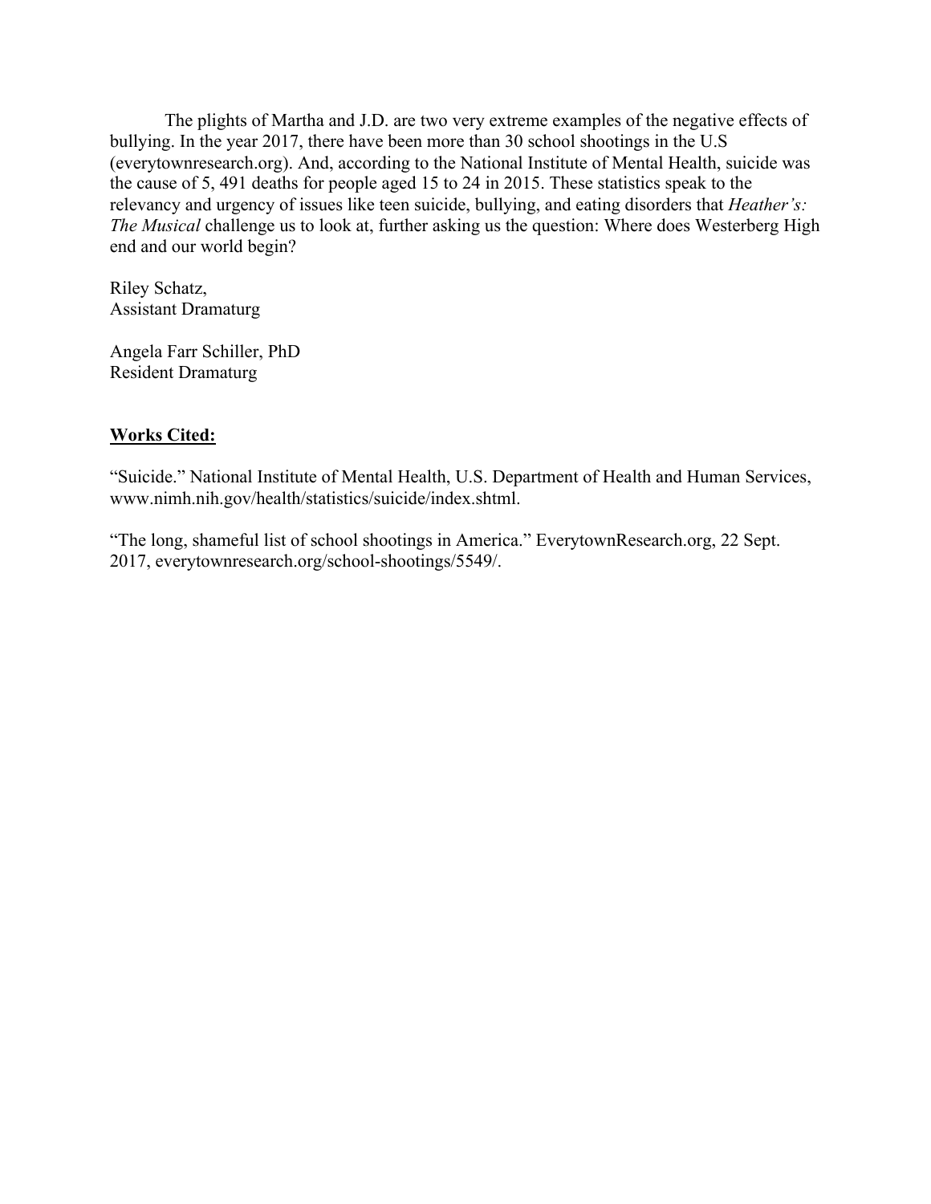The plights of Martha and J.D. are two very extreme examples of the negative effects of bullying. In the year 2017, there have been more than 30 school shootings in the U.S (everytownresearch.org). And, according to the National Institute of Mental Health, suicide was the cause of 5, 491 deaths for people aged 15 to 24 in 2015. These statistics speak to the relevancy and urgency of issues like teen suicide, bullying, and eating disorders that *Heather's: The Musical* challenge us to look at, further asking us the question: Where does Westerberg High end and our world begin?

Riley Schatz,
Assistant Dramaturg

Angela Farr Schiller, PhD
Resident Dramaturg

**Works Cited:**

"Suicide." National Institute of Mental Health, U.S. Department of Health and Human Services, www.nimh.nih.gov/health/statistics/suicide/index.shtml.

"The long, shameful list of school shootings in America." EverytownResearch.org, 22 Sept. 2017, everytownresearch.org/school-shootings/5549/.